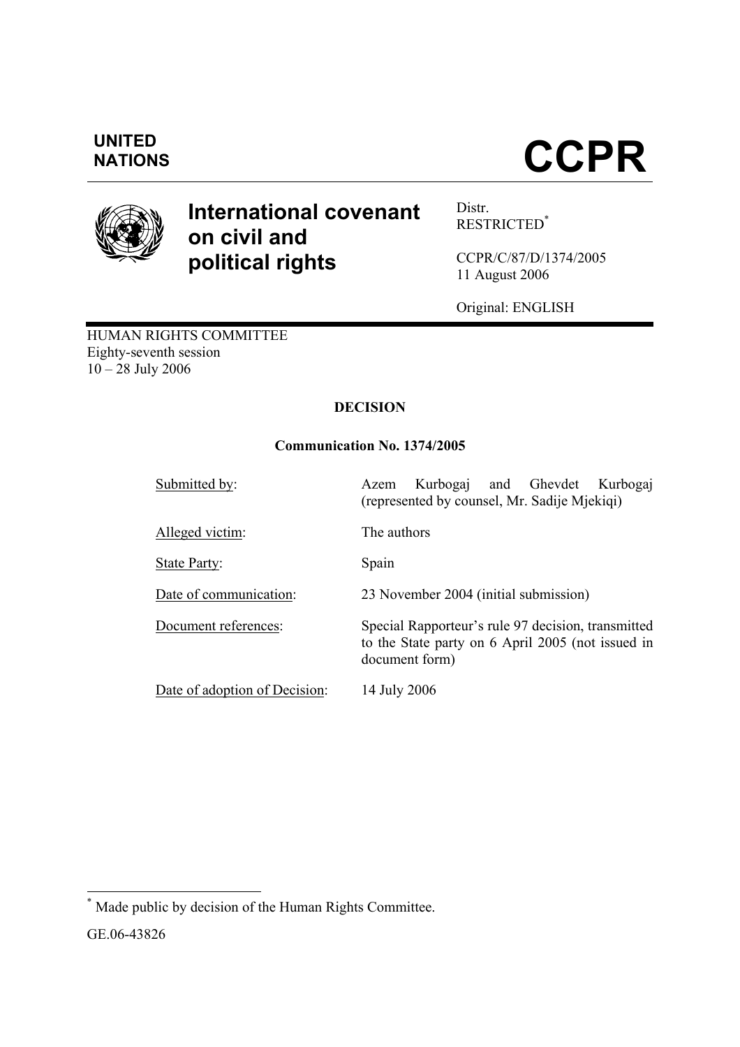**UNITED NATIONS**

# CCPR

## International covenant on civil and political rights

Distr.
RESTRICTED[*]

CCPR/C/87/D/1374/2005
11 August 2006

Original: ENGLISH

HUMAN RIGHTS COMMITTEE
Eighty-seventh session
10 – 28 July 2006

### DECISION

### Communication No. 1374/2005

| | |
|---|---|
| Submitted by: | Azem Kurbogaj and Ghevdet Kurbogaj (represented by counsel, Mr. Sadije Mjekiqi) |
| Alleged victim: | The authors |
| State Party: | Spain |
| Date of communication: | 23 November 2004 (initial submission) |
| Document references: | Special Rapporteur's rule 97 decision, transmitted to the State party on 6 April 2005 (not issued in document form) |
| Date of adoption of Decision: | 14 July 2006 |

[*] Made public by decision of the Human Rights Committee.

GE.06-43826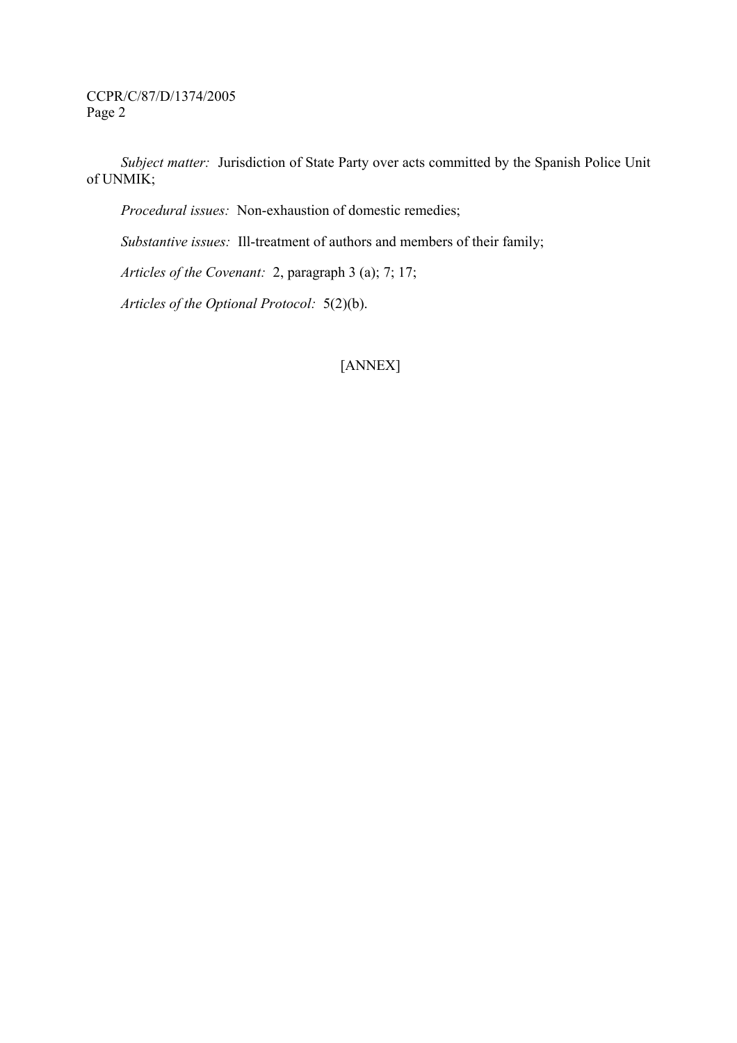*Subject matter:* Jurisdiction of State Party over acts committed by the Spanish Police Unit of UNMIK;

*Procedural issues:* Non-exhaustion of domestic remedies;

*Substantive issues:* Ill-treatment of authors and members of their family;

*Articles of the Covenant:* 2, paragraph 3 (a); 7; 17;

*Articles of the Optional Protocol:* 5(2)(b).

[ANNEX]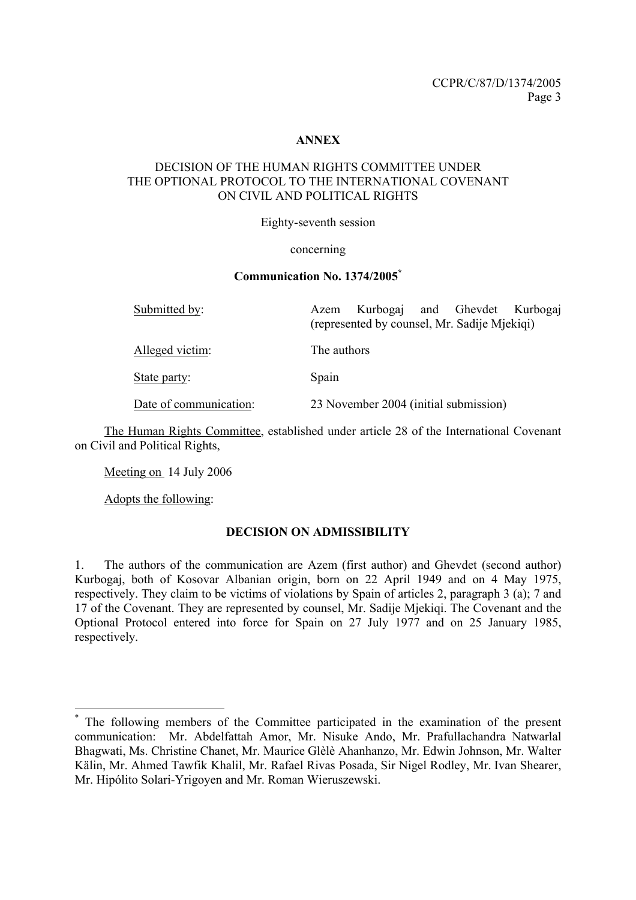**ANNEX**

DECISION OF THE HUMAN RIGHTS COMMITTEE UNDER THE OPTIONAL PROTOCOL TO THE INTERNATIONAL COVENANT ON CIVIL AND POLITICAL RIGHTS

Eighty-seventh session

concerning

**Communication No. 1374/2005***

| | |
|---|---|
| Submitted by: | Azem Kurbogaj and Ghevdet Kurbogaj (represented by counsel, Mr. Sadije Mjekiqi) |
| Alleged victim: | The authors |
| State party: | Spain |
| Date of communication: | 23 November 2004 (initial submission) |

The Human Rights Committee, established under article 28 of the International Covenant on Civil and Political Rights,

Meeting on 14 July 2006

Adopts the following:

**DECISION ON ADMISSIBILITY**

1. The authors of the communication are Azem (first author) and Ghevdet (second author) Kurbogaj, both of Kosovar Albanian origin, born on 22 April 1949 and on 4 May 1975, respectively. They claim to be victims of violations by Spain of articles 2, paragraph 3 (a); 7 and 17 of the Covenant. They are represented by counsel, Mr. Sadije Mjekiqi. The Covenant and the Optional Protocol entered into force for Spain on 27 July 1977 and on 25 January 1985, respectively.

---

* The following members of the Committee participated in the examination of the present communication: Mr. Abdelfattah Amor, Mr. Nisuke Ando, Mr. Prafullachandra Natwarlal Bhagwati, Ms. Christine Chanet, Mr. Maurice Glèlè Ahanhanzo, Mr. Edwin Johnson, Mr. Walter Kälin, Mr. Ahmed Tawfik Khalil, Mr. Rafael Rivas Posada, Sir Nigel Rodley, Mr. Ivan Shearer, Mr. Hipólito Solari-Yrigoyen and Mr. Roman Wieruszewski.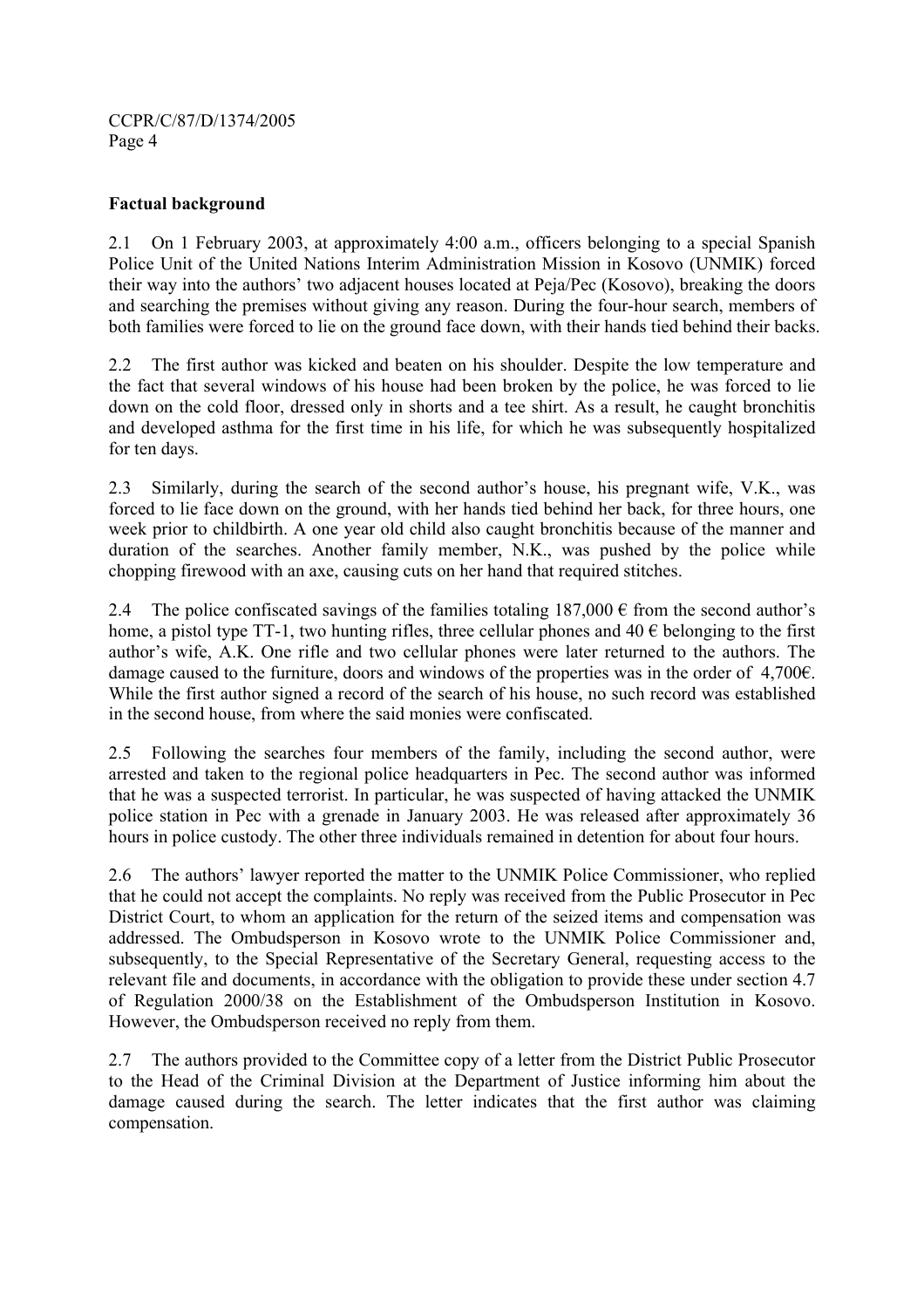**Factual background**

2.1 On 1 February 2003, at approximately 4:00 a.m., officers belonging to a special Spanish Police Unit of the United Nations Interim Administration Mission in Kosovo (UNMIK) forced their way into the authors' two adjacent houses located at Peja/Pec (Kosovo), breaking the doors and searching the premises without giving any reason. During the four-hour search, members of both families were forced to lie on the ground face down, with their hands tied behind their backs.

2.2 The first author was kicked and beaten on his shoulder. Despite the low temperature and the fact that several windows of his house had been broken by the police, he was forced to lie down on the cold floor, dressed only in shorts and a tee shirt. As a result, he caught bronchitis and developed asthma for the first time in his life, for which he was subsequently hospitalized for ten days.

2.3 Similarly, during the search of the second author's house, his pregnant wife, V.K., was forced to lie face down on the ground, with her hands tied behind her back, for three hours, one week prior to childbirth. A one year old child also caught bronchitis because of the manner and duration of the searches. Another family member, N.K., was pushed by the police while chopping firewood with an axe, causing cuts on her hand that required stitches.

2.4 The police confiscated savings of the families totaling 187,000 € from the second author's home, a pistol type TT-1, two hunting rifles, three cellular phones and 40 € belonging to the first author's wife, A.K. One rifle and two cellular phones were later returned to the authors. The damage caused to the furniture, doors and windows of the properties was in the order of 4,700€. While the first author signed a record of the search of his house, no such record was established in the second house, from where the said monies were confiscated.

2.5 Following the searches four members of the family, including the second author, were arrested and taken to the regional police headquarters in Pec. The second author was informed that he was a suspected terrorist. In particular, he was suspected of having attacked the UNMIK police station in Pec with a grenade in January 2003. He was released after approximately 36 hours in police custody. The other three individuals remained in detention for about four hours.

2.6 The authors' lawyer reported the matter to the UNMIK Police Commissioner, who replied that he could not accept the complaints. No reply was received from the Public Prosecutor in Pec District Court, to whom an application for the return of the seized items and compensation was addressed. The Ombudsperson in Kosovo wrote to the UNMIK Police Commissioner and, subsequently, to the Special Representative of the Secretary General, requesting access to the relevant file and documents, in accordance with the obligation to provide these under section 4.7 of Regulation 2000/38 on the Establishment of the Ombudsperson Institution in Kosovo. However, the Ombudsperson received no reply from them.

2.7 The authors provided to the Committee copy of a letter from the District Public Prosecutor to the Head of the Criminal Division at the Department of Justice informing him about the damage caused during the search. The letter indicates that the first author was claiming compensation.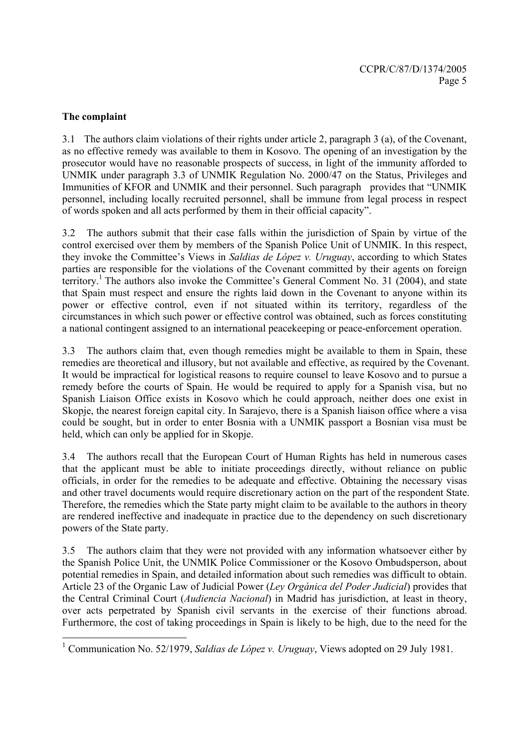**The complaint**

3.1 The authors claim violations of their rights under article 2, paragraph 3 (a), of the Covenant, as no effective remedy was available to them in Kosovo. The opening of an investigation by the prosecutor would have no reasonable prospects of success, in light of the immunity afforded to UNMIK under paragraph 3.3 of UNMIK Regulation No. 2000/47 on the Status, Privileges and Immunities of KFOR and UNMIK and their personnel. Such paragraph provides that "UNMIK personnel, including locally recruited personnel, shall be immune from legal process in respect of words spoken and all acts performed by them in their official capacity".

3.2 The authors submit that their case falls within the jurisdiction of Spain by virtue of the control exercised over them by members of the Spanish Police Unit of UNMIK. In this respect, they invoke the Committee's Views in *Saldias de López v. Uruguay*, according to which States parties are responsible for the violations of the Covenant committed by their agents on foreign territory.[1] The authors also invoke the Committee's General Comment No. 31 (2004), and state that Spain must respect and ensure the rights laid down in the Covenant to anyone within its power or effective control, even if not situated within its territory, regardless of the circumstances in which such power or effective control was obtained, such as forces constituting a national contingent assigned to an international peacekeeping or peace-enforcement operation.

3.3 The authors claim that, even though remedies might be available to them in Spain, these remedies are theoretical and illusory, but not available and effective, as required by the Covenant. It would be impractical for logistical reasons to require counsel to leave Kosovo and to pursue a remedy before the courts of Spain. He would be required to apply for a Spanish visa, but no Spanish Liaison Office exists in Kosovo which he could approach, neither does one exist in Skopje, the nearest foreign capital city. In Sarajevo, there is a Spanish liaison office where a visa could be sought, but in order to enter Bosnia with a UNMIK passport a Bosnian visa must be held, which can only be applied for in Skopje.

3.4 The authors recall that the European Court of Human Rights has held in numerous cases that the applicant must be able to initiate proceedings directly, without reliance on public officials, in order for the remedies to be adequate and effective. Obtaining the necessary visas and other travel documents would require discretionary action on the part of the respondent State. Therefore, the remedies which the State party might claim to be available to the authors in theory are rendered ineffective and inadequate in practice due to the dependency on such discretionary powers of the State party.

3.5 The authors claim that they were not provided with any information whatsoever either by the Spanish Police Unit, the UNMIK Police Commissioner or the Kosovo Ombudsperson, about potential remedies in Spain, and detailed information about such remedies was difficult to obtain. Article 23 of the Organic Law of Judicial Power (*Ley Orgánica del Poder Judicial*) provides that the Central Criminal Court (*Audiencia Nacional*) in Madrid has jurisdiction, at least in theory, over acts perpetrated by Spanish civil servants in the exercise of their functions abroad. Furthermore, the cost of taking proceedings in Spain is likely to be high, due to the need for the

---

[1] Communication No. 52/1979, *Saldias de López v. Uruguay*, Views adopted on 29 July 1981.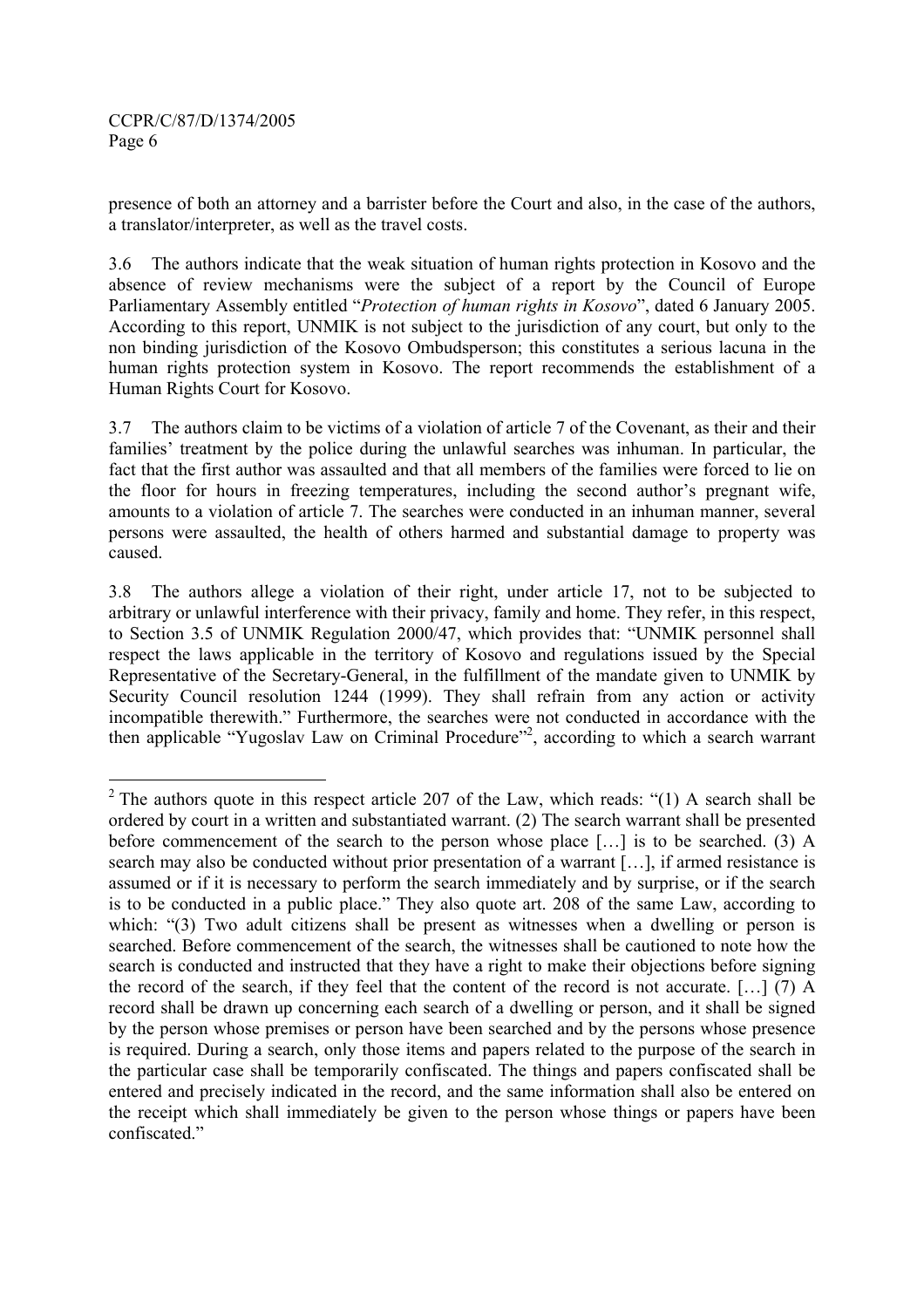presence of both an attorney and a barrister before the Court and also, in the case of the authors, a translator/interpreter, as well as the travel costs.

3.6 The authors indicate that the weak situation of human rights protection in Kosovo and the absence of review mechanisms were the subject of a report by the Council of Europe Parliamentary Assembly entitled "*Protection of human rights in Kosovo*", dated 6 January 2005. According to this report, UNMIK is not subject to the jurisdiction of any court, but only to the non binding jurisdiction of the Kosovo Ombudsperson; this constitutes a serious lacuna in the human rights protection system in Kosovo. The report recommends the establishment of a Human Rights Court for Kosovo.

3.7 The authors claim to be victims of a violation of article 7 of the Covenant, as their and their families' treatment by the police during the unlawful searches was inhuman. In particular, the fact that the first author was assaulted and that all members of the families were forced to lie on the floor for hours in freezing temperatures, including the second author's pregnant wife, amounts to a violation of article 7. The searches were conducted in an inhuman manner, several persons were assaulted, the health of others harmed and substantial damage to property was caused.

3.8 The authors allege a violation of their right, under article 17, not to be subjected to arbitrary or unlawful interference with their privacy, family and home. They refer, in this respect, to Section 3.5 of UNMIK Regulation 2000/47, which provides that: "UNMIK personnel shall respect the laws applicable in the territory of Kosovo and regulations issued by the Special Representative of the Secretary-General, in the fulfillment of the mandate given to UNMIK by Security Council resolution 1244 (1999). They shall refrain from any action or activity incompatible therewith." Furthermore, the searches were not conducted in accordance with the then applicable "Yugoslav Law on Criminal Procedure"[2], according to which a search warrant

---

[2] The authors quote in this respect article 207 of the Law, which reads: "(1) A search shall be ordered by court in a written and substantiated warrant. (2) The search warrant shall be presented before commencement of the search to the person whose place […] is to be searched. (3) A search may also be conducted without prior presentation of a warrant […], if armed resistance is assumed or if it is necessary to perform the search immediately and by surprise, or if the search is to be conducted in a public place." They also quote art. 208 of the same Law, according to which: "(3) Two adult citizens shall be present as witnesses when a dwelling or person is searched. Before commencement of the search, the witnesses shall be cautioned to note how the search is conducted and instructed that they have a right to make their objections before signing the record of the search, if they feel that the content of the record is not accurate. […] (7) A record shall be drawn up concerning each search of a dwelling or person, and it shall be signed by the person whose premises or person have been searched and by the persons whose presence is required. During a search, only those items and papers related to the purpose of the search in the particular case shall be temporarily confiscated. The things and papers confiscated shall be entered and precisely indicated in the record, and the same information shall also be entered on the receipt which shall immediately be given to the person whose things or papers have been confiscated."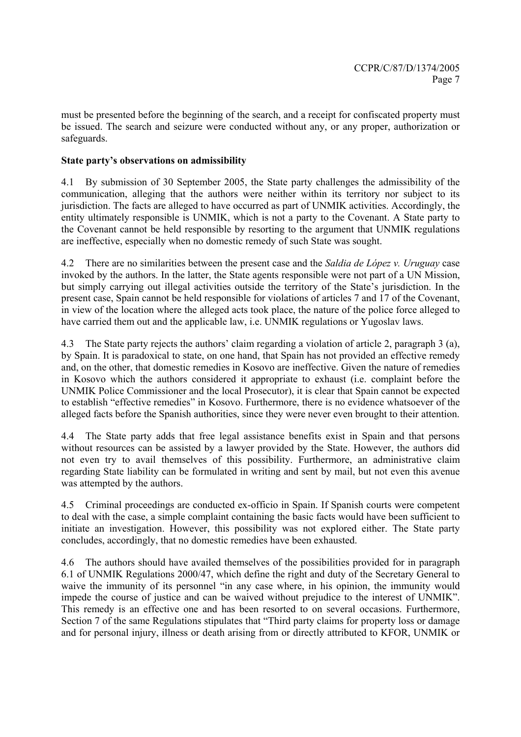must be presented before the beginning of the search, and a receipt for confiscated property must be issued. The search and seizure were conducted without any, or any proper, authorization or safeguards.

### State party's observations on admissibility

4.1 By submission of 30 September 2005, the State party challenges the admissibility of the communication, alleging that the authors were neither within its territory nor subject to its jurisdiction. The facts are alleged to have occurred as part of UNMIK activities. Accordingly, the entity ultimately responsible is UNMIK, which is not a party to the Covenant. A State party to the Covenant cannot be held responsible by resorting to the argument that UNMIK regulations are ineffective, especially when no domestic remedy of such State was sought.

4.2 There are no similarities between the present case and the *Saldia de López v. Uruguay* case invoked by the authors. In the latter, the State agents responsible were not part of a UN Mission, but simply carrying out illegal activities outside the territory of the State's jurisdiction. In the present case, Spain cannot be held responsible for violations of articles 7 and 17 of the Covenant, in view of the location where the alleged acts took place, the nature of the police force alleged to have carried them out and the applicable law, i.e. UNMIK regulations or Yugoslav laws.

4.3 The State party rejects the authors' claim regarding a violation of article 2, paragraph 3 (a), by Spain. It is paradoxical to state, on one hand, that Spain has not provided an effective remedy and, on the other, that domestic remedies in Kosovo are ineffective. Given the nature of remedies in Kosovo which the authors considered it appropriate to exhaust (i.e. complaint before the UNMIK Police Commissioner and the local Prosecutor), it is clear that Spain cannot be expected to establish "effective remedies" in Kosovo. Furthermore, there is no evidence whatsoever of the alleged facts before the Spanish authorities, since they were never even brought to their attention.

4.4 The State party adds that free legal assistance benefits exist in Spain and that persons without resources can be assisted by a lawyer provided by the State. However, the authors did not even try to avail themselves of this possibility. Furthermore, an administrative claim regarding State liability can be formulated in writing and sent by mail, but not even this avenue was attempted by the authors.

4.5 Criminal proceedings are conducted ex-officio in Spain. If Spanish courts were competent to deal with the case, a simple complaint containing the basic facts would have been sufficient to initiate an investigation. However, this possibility was not explored either. The State party concludes, accordingly, that no domestic remedies have been exhausted.

4.6 The authors should have availed themselves of the possibilities provided for in paragraph 6.1 of UNMIK Regulations 2000/47, which define the right and duty of the Secretary General to waive the immunity of its personnel "in any case where, in his opinion, the immunity would impede the course of justice and can be waived without prejudice to the interest of UNMIK". This remedy is an effective one and has been resorted to on several occasions. Furthermore, Section 7 of the same Regulations stipulates that "Third party claims for property loss or damage and for personal injury, illness or death arising from or directly attributed to KFOR, UNMIK or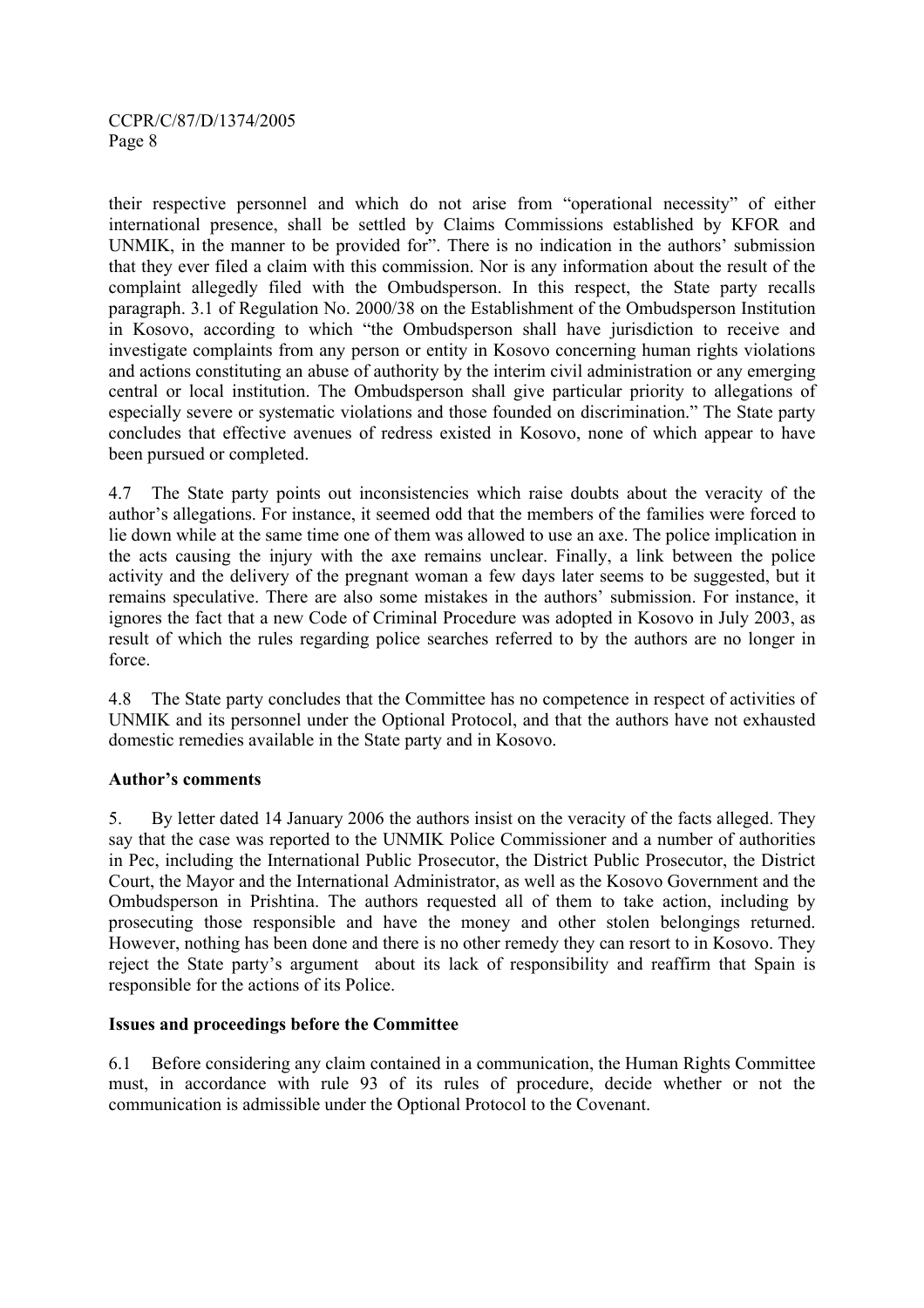their respective personnel and which do not arise from "operational necessity" of either international presence, shall be settled by Claims Commissions established by KFOR and UNMIK, in the manner to be provided for". There is no indication in the authors' submission that they ever filed a claim with this commission. Nor is any information about the result of the complaint allegedly filed with the Ombudsperson. In this respect, the State party recalls paragraph. 3.1 of Regulation No. 2000/38 on the Establishment of the Ombudsperson Institution in Kosovo, according to which "the Ombudsperson shall have jurisdiction to receive and investigate complaints from any person or entity in Kosovo concerning human rights violations and actions constituting an abuse of authority by the interim civil administration or any emerging central or local institution. The Ombudsperson shall give particular priority to allegations of especially severe or systematic violations and those founded on discrimination." The State party concludes that effective avenues of redress existed in Kosovo, none of which appear to have been pursued or completed.

4.7 The State party points out inconsistencies which raise doubts about the veracity of the author's allegations. For instance, it seemed odd that the members of the families were forced to lie down while at the same time one of them was allowed to use an axe. The police implication in the acts causing the injury with the axe remains unclear. Finally, a link between the police activity and the delivery of the pregnant woman a few days later seems to be suggested, but it remains speculative. There are also some mistakes in the authors' submission. For instance, it ignores the fact that a new Code of Criminal Procedure was adopted in Kosovo in July 2003, as result of which the rules regarding police searches referred to by the authors are no longer in force.

4.8 The State party concludes that the Committee has no competence in respect of activities of UNMIK and its personnel under the Optional Protocol, and that the authors have not exhausted domestic remedies available in the State party and in Kosovo.

**Author's comments**

5. By letter dated 14 January 2006 the authors insist on the veracity of the facts alleged. They say that the case was reported to the UNMIK Police Commissioner and a number of authorities in Pec, including the International Public Prosecutor, the District Public Prosecutor, the District Court, the Mayor and the International Administrator, as well as the Kosovo Government and the Ombudsperson in Prishtina. The authors requested all of them to take action, including by prosecuting those responsible and have the money and other stolen belongings returned. However, nothing has been done and there is no other remedy they can resort to in Kosovo. They reject the State party's argument about its lack of responsibility and reaffirm that Spain is responsible for the actions of its Police.

**Issues and proceedings before the Committee**

6.1 Before considering any claim contained in a communication, the Human Rights Committee must, in accordance with rule 93 of its rules of procedure, decide whether or not the communication is admissible under the Optional Protocol to the Covenant.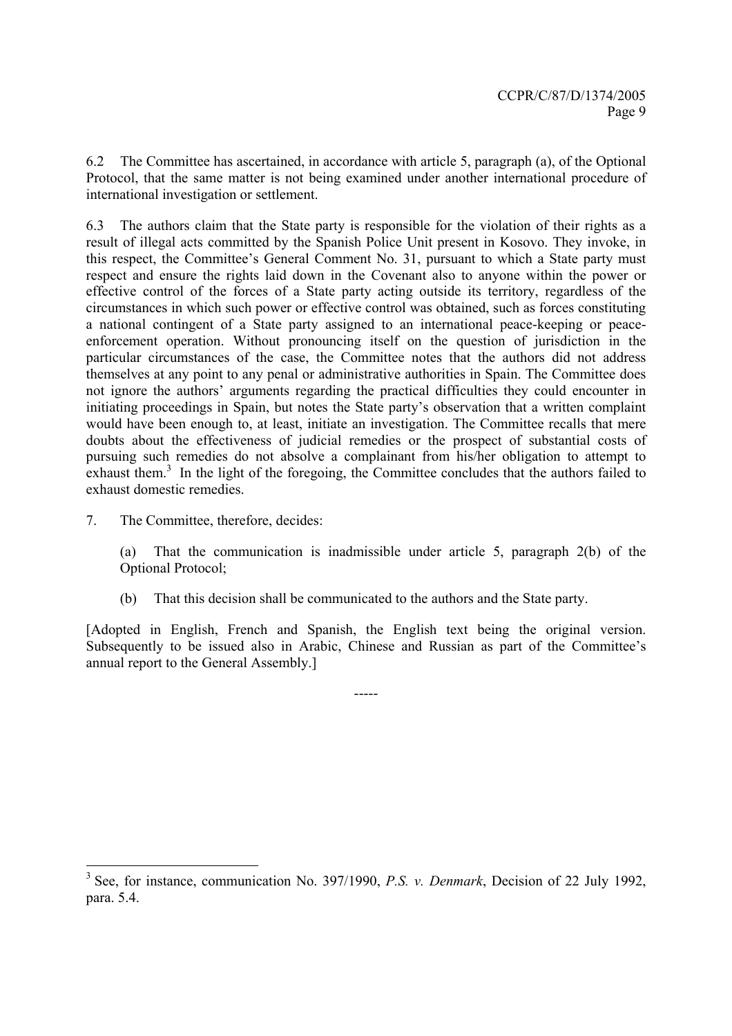6.2 The Committee has ascertained, in accordance with article 5, paragraph (a), of the Optional Protocol, that the same matter is not being examined under another international procedure of international investigation or settlement.

6.3 The authors claim that the State party is responsible for the violation of their rights as a result of illegal acts committed by the Spanish Police Unit present in Kosovo. They invoke, in this respect, the Committee's General Comment No. 31, pursuant to which a State party must respect and ensure the rights laid down in the Covenant also to anyone within the power or effective control of the forces of a State party acting outside its territory, regardless of the circumstances in which such power or effective control was obtained, such as forces constituting a national contingent of a State party assigned to an international peace-keeping or peace-enforcement operation. Without pronouncing itself on the question of jurisdiction in the particular circumstances of the case, the Committee notes that the authors did not address themselves at any point to any penal or administrative authorities in Spain. The Committee does not ignore the authors' arguments regarding the practical difficulties they could encounter in initiating proceedings in Spain, but notes the State party's observation that a written complaint would have been enough to, at least, initiate an investigation. The Committee recalls that mere doubts about the effectiveness of judicial remedies or the prospect of substantial costs of pursuing such remedies do not absolve a complainant from his/her obligation to attempt to exhaust them.[3] In the light of the foregoing, the Committee concludes that the authors failed to exhaust domestic remedies.

7. The Committee, therefore, decides:

(a) That the communication is inadmissible under article 5, paragraph 2(b) of the Optional Protocol;

(b) That this decision shall be communicated to the authors and the State party.

[Adopted in English, French and Spanish, the English text being the original version. Subsequently to be issued also in Arabic, Chinese and Russian as part of the Committee's annual report to the General Assembly.]

-----

[3] See, for instance, communication No. 397/1990, *P.S. v. Denmark*, Decision of 22 July 1992, para. 5.4.